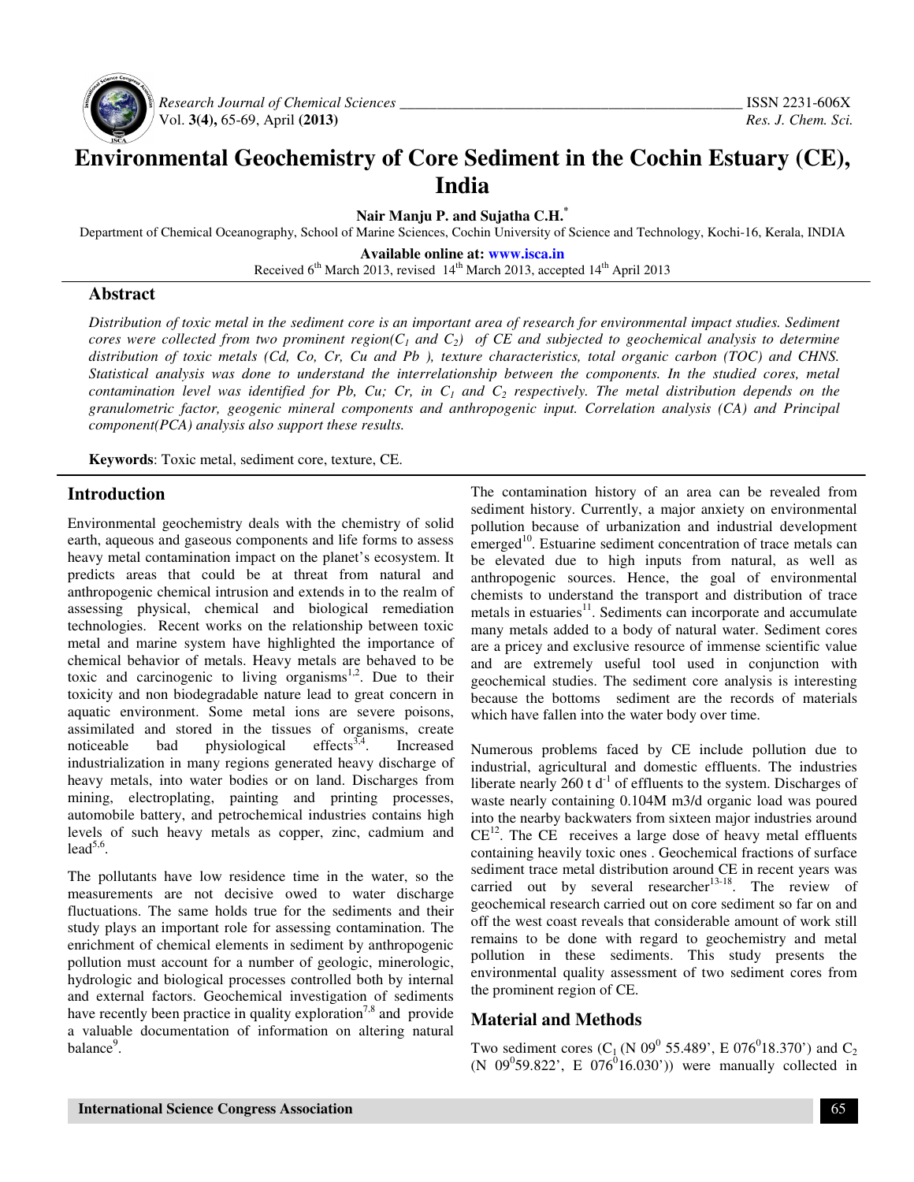# Environmental Geochemistry of Core Sediment in the Cochin Estuary (CE), India

**Nair Manju P. and Sujatha C.H.***

Department of Chemical Oceanography, School of Marine Sciences, Cochin University of Science and Technology, Kochi-16, Kerala, INDIA

**Available online at: www.isca.in**

Received 6th March 2013, revised 14th March 2013, accepted 14th April 2013

## Abstract

*Distribution of toxic metal in the sediment core is an important area of research for environmental impact studies. Sediment cores were collected from two prominent region($C_1$ and $C_2$) of CE and subjected to geochemical analysis to determine distribution of toxic metals (Cd, Co, Cr, Cu and Pb ), texture characteristics, total organic carbon (TOC) and CHNS. Statistical analysis was done to understand the interrelationship between the components. In the studied cores, metal contamination level was identified for Pb, Cu; Cr, in $C_1$ and $C_2$ respectively. The metal distribution depends on the granulometric factor, geogenic mineral components and anthropogenic input. Correlation analysis (CA) and Principal component(PCA) analysis also support these results.*

**Keywords**: Toxic metal, sediment core, texture, CE.

## Introduction

Environmental geochemistry deals with the chemistry of solid earth, aqueous and gaseous components and life forms to assess heavy metal contamination impact on the planet's ecosystem. It predicts areas that could be at threat from natural and anthropogenic chemical intrusion and extends in to the realm of assessing physical, chemical and biological remediation technologies. Recent works on the relationship between toxic metal and marine system have highlighted the importance of chemical behavior of metals. Heavy metals are behaved to be toxic and carcinogenic to living organisms[1,2]. Due to their toxicity and non biodegradable nature lead to great concern in aquatic environment. Some metal ions are severe poisons, assimilated and stored in the tissues of organisms, create noticeable bad physiological effects[3,4]. Increased industrialization in many regions generated heavy discharge of heavy metals, into water bodies or on land. Discharges from mining, electroplating, painting and printing processes, automobile battery, and petrochemical industries contains high levels of such heavy metals as copper, zinc, cadmium and lead[5,6].

The pollutants have low residence time in the water, so the measurements are not decisive owed to water discharge fluctuations. The same holds true for the sediments and their study plays an important role for assessing contamination. The enrichment of chemical elements in sediment by anthropogenic pollution must account for a number of geologic, minerologic, hydrologic and biological processes controlled both by internal and external factors. Geochemical investigation of sediments have recently been practice in quality exploration[7,8] and provide a valuable documentation of information on altering natural balance[9].

The contamination history of an area can be revealed from sediment history. Currently, a major anxiety on environmental pollution because of urbanization and industrial development emerged[10]. Estuarine sediment concentration of trace metals can be elevated due to high inputs from natural, as well as anthropogenic sources. Hence, the goal of environmental chemists to understand the transport and distribution of trace metals in estuaries[11]. Sediments can incorporate and accumulate many metals added to a body of natural water. Sediment cores are a pricey and exclusive resource of immense scientific value and are extremely useful tool used in conjunction with geochemical studies. The sediment core analysis is interesting because the bottoms sediment are the records of materials which have fallen into the water body over time.

Numerous problems faced by CE include pollution due to industrial, agricultural and domestic effluents. The industries liberate nearly 260 t $d^{-1}$ of effluents to the system. Discharges of waste nearly containing 0.104M m3/d organic load was poured into the nearby backwaters from sixteen major industries around CE[12]. The CE receives a large dose of heavy metal effluents containing heavily toxic ones . Geochemical fractions of surface sediment trace metal distribution around CE in recent years was carried out by several researcher[13-18]. The review of geochemical research carried out on core sediment so far on and off the west coast reveals that considerable amount of work still remains to be done with regard to geochemistry and metal pollution in these sediments. This study presents the environmental quality assessment of two sediment cores from the prominent region of CE.

## Material and Methods

Two sediment cores ($C_1$ (N 09$^0$ 55.489', E 076$^0$18.370') and $C_2$ (N 09$^0$59.822', E 076$^0$16.030')) were manually collected in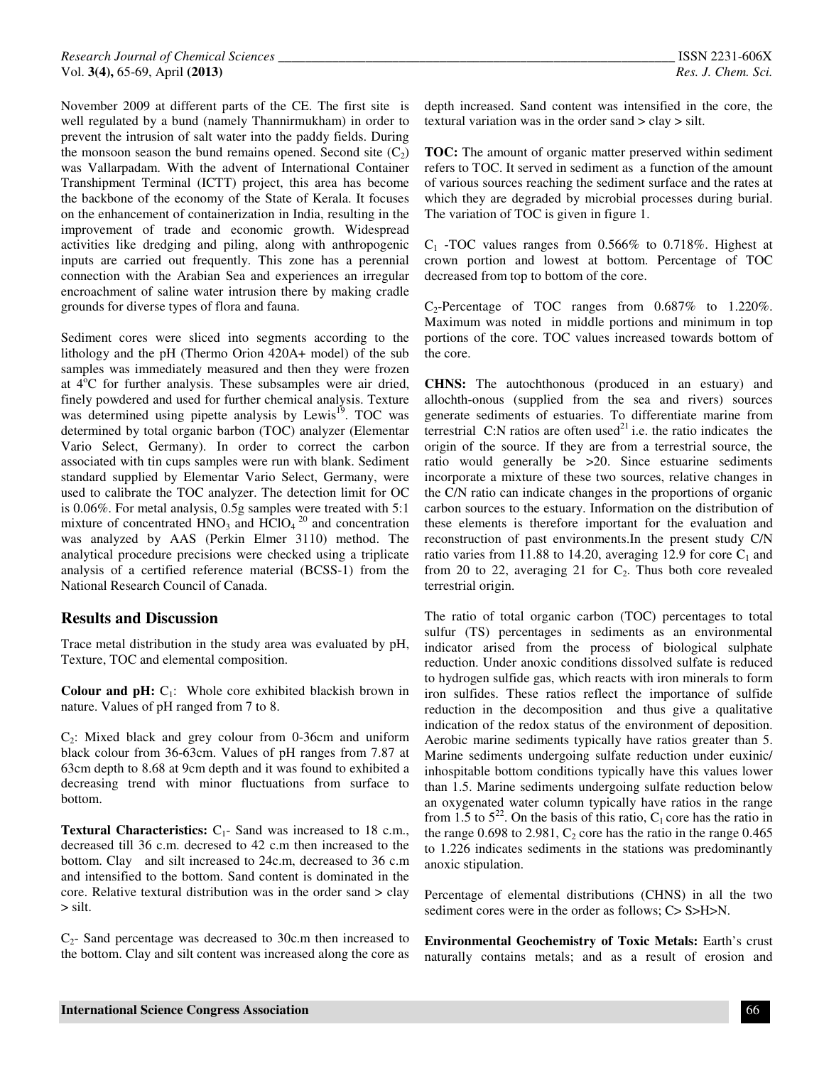November 2009 at different parts of the CE. The first site is well regulated by a bund (namely Thannirmukham) in order to prevent the intrusion of salt water into the paddy fields. During the monsoon season the bund remains opened. Second site ($C_2$) was Vallarpadam. With the advent of International Container Transhipment Terminal (ICTT) project, this area has become the backbone of the economy of the State of Kerala. It focuses on the enhancement of containerization in India, resulting in the improvement of trade and economic growth. Widespread activities like dredging and piling, along with anthropogenic inputs are carried out frequently. This zone has a perennial connection with the Arabian Sea and experiences an irregular encroachment of saline water intrusion there by making cradle grounds for diverse types of flora and fauna.

Sediment cores were sliced into segments according to the lithology and the pH (Thermo Orion 420A+ model) of the sub samples was immediately measured and then they were frozen at 4$^{o}$C for further analysis. These subsamples were air dried, finely powdered and used for further chemical analysis. Texture was determined using pipette analysis by Lewis[19]. TOC was determined by total organic barbon (TOC) analyzer (Elementar Vario Select, Germany). In order to correct the carbon associated with tin cups samples were run with blank. Sediment standard supplied by Elementar Vario Select, Germany, were used to calibrate the TOC analyzer. The detection limit for OC is 0.06%. For metal analysis, 0.5g samples were treated with 5:1 mixture of concentrated $HNO_3$ and $HClO_4$ [20] and concentration was analyzed by AAS (Perkin Elmer 3110) method. The analytical procedure precisions were checked using a triplicate analysis of a certified reference material (BCSS-1) from the National Research Council of Canada.

## Results and Discussion

Trace metal distribution in the study area was evaluated by pH, Texture, TOC and elemental composition.

**Colour and pH:** $C_1$: Whole core exhibited blackish brown in nature. Values of pH ranged from 7 to 8.

$C_2$: Mixed black and grey colour from 0-36cm and uniform black colour from 36-63cm. Values of pH ranges from 7.87 at 63cm depth to 8.68 at 9cm depth and it was found to exhibited a decreasing trend with minor fluctuations from surface to bottom.

**Textural Characteristics:** $C_1$- Sand was increased to 18 c.m., decreased till 36 c.m. decresed to 42 c.m then increased to the bottom. Clay and silt increased to 24c.m, decreased to 36 c.m and intensified to the bottom. Sand content is dominated in the core. Relative textural distribution was in the order sand > clay > silt.

$C_2$- Sand percentage was decreased to 30c.m then increased to the bottom. Clay and silt content was increased along the core as depth increased. Sand content was intensified in the core, the textural variation was in the order sand > clay > silt.

**TOC:** The amount of organic matter preserved within sediment refers to TOC. It served in sediment as a function of the amount of various sources reaching the sediment surface and the rates at which they are degraded by microbial processes during burial. The variation of TOC is given in figure 1.

$C_1$ -TOC values ranges from 0.566% to 0.718%. Highest at crown portion and lowest at bottom. Percentage of TOC decreased from top to bottom of the core.

$C_2$-Percentage of TOC ranges from 0.687% to 1.220%. Maximum was noted in middle portions and minimum in top portions of the core. TOC values increased towards bottom of the core.

**CHNS:** The autochthonous (produced in an estuary) and allochth-onous (supplied from the sea and rivers) sources generate sediments of estuaries. To differentiate marine from terrestrial C:N ratios are often used[21] i.e. the ratio indicates the origin of the source. If they are from a terrestrial source, the ratio would generally be >20. Since estuarine sediments incorporate a mixture of these two sources, relative changes in the C/N ratio can indicate changes in the proportions of organic carbon sources to the estuary. Information on the distribution of these elements is therefore important for the evaluation and reconstruction of past environments.In the present study C/N ratio varies from 11.88 to 14.20, averaging 12.9 for core $C_1$ and from 20 to 22, averaging 21 for $C_2$. Thus both core revealed terrestrial origin.

The ratio of total organic carbon (TOC) percentages to total sulfur (TS) percentages in sediments as an environmental indicator arised from the process of biological sulphate reduction. Under anoxic conditions dissolved sulfate is reduced to hydrogen sulfide gas, which reacts with iron minerals to form iron sulfides. These ratios reflect the importance of sulfide reduction in the decomposition and thus give a qualitative indication of the redox status of the environment of deposition. Aerobic marine sediments typically have ratios greater than 5. Marine sediments undergoing sulfate reduction under euxinic/ inhospitable bottom conditions typically have this values lower than 1.5. Marine sediments undergoing sulfate reduction below an oxygenated water column typically have ratios in the range from 1.5 to 5[22]. On the basis of this ratio, $C_1$ core has the ratio in the range 0.698 to 2.981, $C_2$ core has the ratio in the range 0.465 to 1.226 indicates sediments in the stations was predominantly anoxic stipulation.

Percentage of elemental distributions (CHNS) in all the two sediment cores were in the order as follows; C> S>H>N.

**Environmental Geochemistry of Toxic Metals:** Earth's crust naturally contains metals; and as a result of erosion and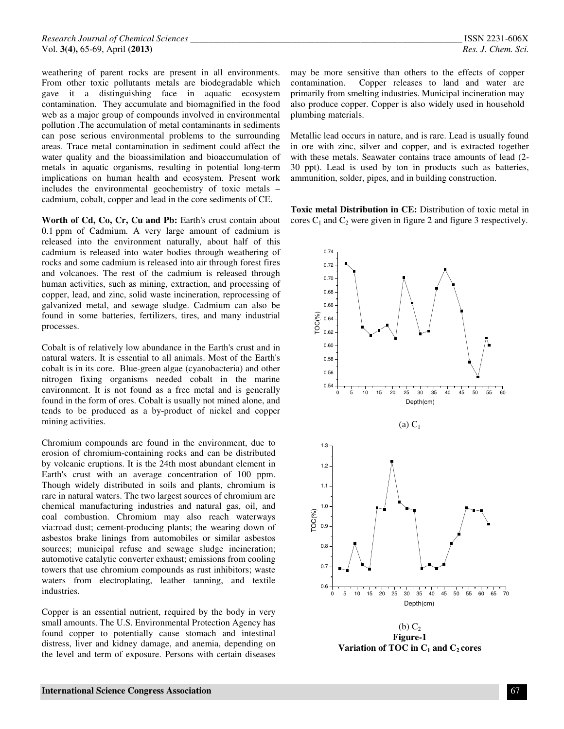weathering of parent rocks are present in all environments. From other toxic pollutants metals are biodegradable which gave it a distinguishing face in aquatic ecosystem contamination. They accumulate and biomagnified in the food web as a major group of compounds involved in environmental pollution .The accumulation of metal contaminants in sediments can pose serious environmental problems to the surrounding areas. Trace metal contamination in sediment could affect the water quality and the bioassimilation and bioaccumulation of metals in aquatic organisms, resulting in potential long-term implications on human health and ecosystem. Present work includes the environmental geochemistry of toxic metals – cadmium, cobalt, copper and lead in the core sediments of CE.

**Worth of Cd, Co, Cr, Cu and Pb:** Earth's crust contain about 0.1 ppm of Cadmium. A very large amount of cadmium is released into the environment naturally, about half of this cadmium is released into water bodies through weathering of rocks and some cadmium is released into air through forest fires and volcanoes. The rest of the cadmium is released through human activities, such as mining, extraction, and processing of copper, lead, and zinc, solid waste incineration, reprocessing of galvanized metal, and sewage sludge. Cadmium can also be found in some batteries, fertilizers, tires, and many industrial processes.

Cobalt is of relatively low abundance in the Earth's crust and in natural waters. It is essential to all animals. Most of the Earth's cobalt is in its core. Blue-green algae (cyanobacteria) and other nitrogen fixing organisms needed cobalt in the marine environment. It is not found as a free metal and is generally found in the form of ores. Cobalt is usually not mined alone, and tends to be produced as a by-product of nickel and copper mining activities.

Chromium compounds are found in the environment, due to erosion of chromium-containing rocks and can be distributed by volcanic eruptions. It is the 24th most abundant element in Earth's crust with an average concentration of 100 ppm. Though widely distributed in soils and plants, chromium is rare in natural waters. The two largest sources of chromium are chemical manufacturing industries and natural gas, oil, and coal combustion. Chromium may also reach waterways via:road dust; cement-producing plants; the wearing down of asbestos brake linings from automobiles or similar asbestos sources; municipal refuse and sewage sludge incineration; automotive catalytic converter exhaust; emissions from cooling towers that use chromium compounds as rust inhibitors; waste waters from electroplating, leather tanning, and textile industries.

Copper is an essential nutrient, required by the body in very small amounts. The U.S. Environmental Protection Agency has found copper to potentially cause stomach and intestinal distress, liver and kidney damage, and anemia, depending on the level and term of exposure. Persons with certain diseases may be more sensitive than others to the effects of copper contamination. Copper releases to land and water are primarily from smelting industries. Municipal incineration may also produce copper. Copper is also widely used in household plumbing materials.

Metallic lead occurs in nature, and is rare. Lead is usually found in ore with zinc, silver and copper, and is extracted together with these metals. Seawater contains trace amounts of lead (2-30 ppt). Lead is used by ton in products such as batteries, ammunition, solder, pipes, and in building construction.

**Toxic metal Distribution in CE:** Distribution of toxic metal in cores $C_1$ and $C_2$ were given in figure 2 and figure 3 respectively.

(a) $C_1$

(b) $C_2$

**Figure-1**
**Variation of TOC in $C_1$ and $C_2$ cores**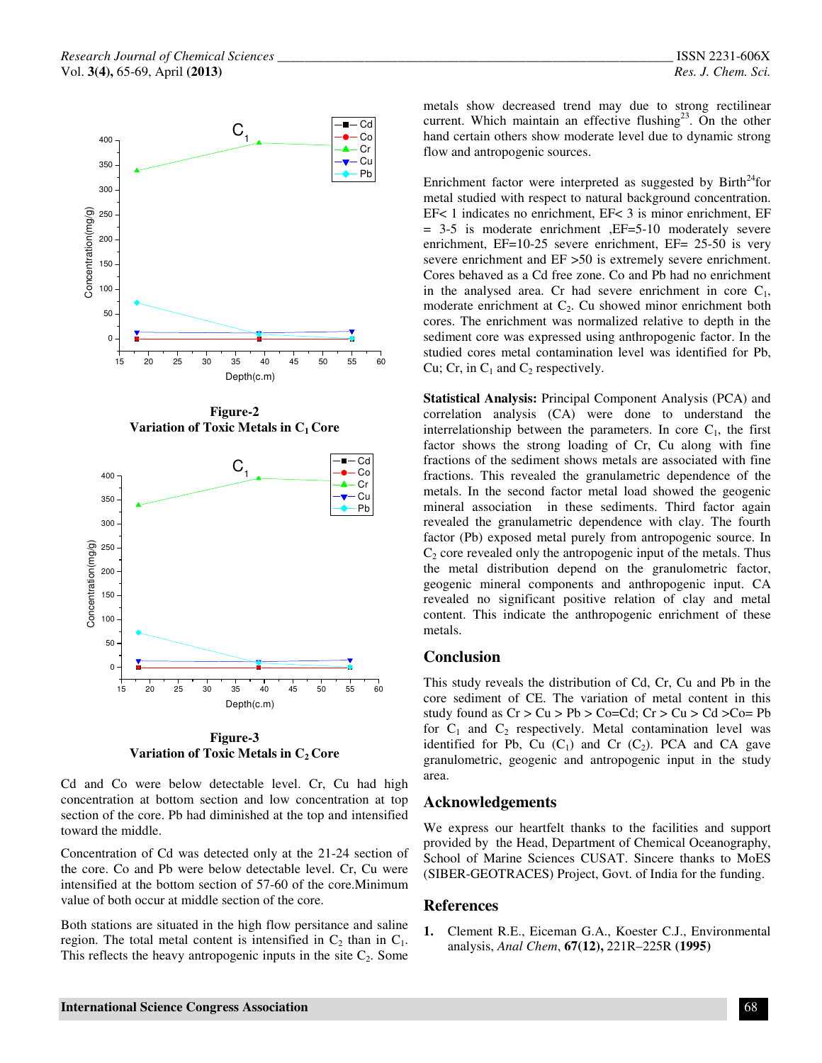Figure-2
Variation of Toxic Metals in $C_1$ Core

Figure-3
Variation of Toxic Metals in $C_2$ Core

Cd and Co were below detectable level. Cr, Cu had high concentration at bottom section and low concentration at top section of the core. Pb had diminished at the top and intensified toward the middle.

Concentration of Cd was detected only at the 21-24 section of the core. Co and Pb were below detectable level. Cr, Cu were intensified at the bottom section of 57-60 of the core.Minimum value of both occur at middle section of the core.

Both stations are situated in the high flow persitance and saline region. The total metal content is intensified in $C_2$ than in $C_1$. This reflects the heavy antropogenic inputs in the site $C_2$. Some metals show decreased trend may due to strong rectilinear current. Which maintain an effective flushing[23]. On the other hand certain others show moderate level due to dynamic strong flow and antropogenic sources.

Enrichment factor were interpreted as suggested by Birth[24]for metal studied with respect to natural background concentration. EF< 1 indicates no enrichment, EF< 3 is minor enrichment, EF = 3-5 is moderate enrichment ,EF=5-10 moderately severe enrichment, EF=10-25 severe enrichment, EF= 25-50 is very severe enrichment and EF >50 is extremely severe enrichment. Cores behaved as a Cd free zone. Co and Pb had no enrichment in the analysed area. Cr had severe enrichment in core $C_1$, moderate enrichment at $C_2$. Cu showed minor enrichment both cores. The enrichment was normalized relative to depth in the sediment core was expressed using anthropogenic factor. In the studied cores metal contamination level was identified for Pb, Cu; Cr, in $C_1$ and $C_2$ respectively.

**Statistical Analysis:** Principal Component Analysis (PCA) and correlation analysis (CA) were done to understand the interrelationship between the parameters. In core $C_1$, the first factor shows the strong loading of Cr, Cu along with fine fractions of the sediment shows metals are associated with fine fractions. This revealed the granulametric dependence of the metals. In the second factor metal load showed the geogenic mineral association in these sediments. Third factor again revealed the granulametric dependence with clay. The fourth factor (Pb) exposed metal purely from antropogenic source. In $C_2$ core revealed only the antropogenic input of the metals. Thus the metal distribution depend on the granulometric factor, geogenic mineral components and anthropogenic input. CA revealed no significant positive relation of clay and metal content. This indicate the anthropogenic enrichment of these metals.

## Conclusion

This study reveals the distribution of Cd, Cr, Cu and Pb in the core sediment of CE. The variation of metal content in this study found as Cr > Cu > Pb > Co=Cd; Cr > Cu > Cd >Co= Pb for $C_1$ and $C_2$ respectively. Metal contamination level was identified for Pb, Cu ($C_1$) and Cr ($C_2$). PCA and CA gave granulometric, geogenic and antropogenic input in the study area.

## Acknowledgements

We express our heartfelt thanks to the facilities and support provided by the Head, Department of Chemical Oceanography, School of Marine Sciences CUSAT. Sincere thanks to MoES (SIBER-GEOTRACES) Project, Govt. of India for the funding.

## References

1. Clement R.E., Eiceman G.A., Koester C.J., Environmental analysis, *Anal Chem*, **67(12),** 221R–225R **(1995)**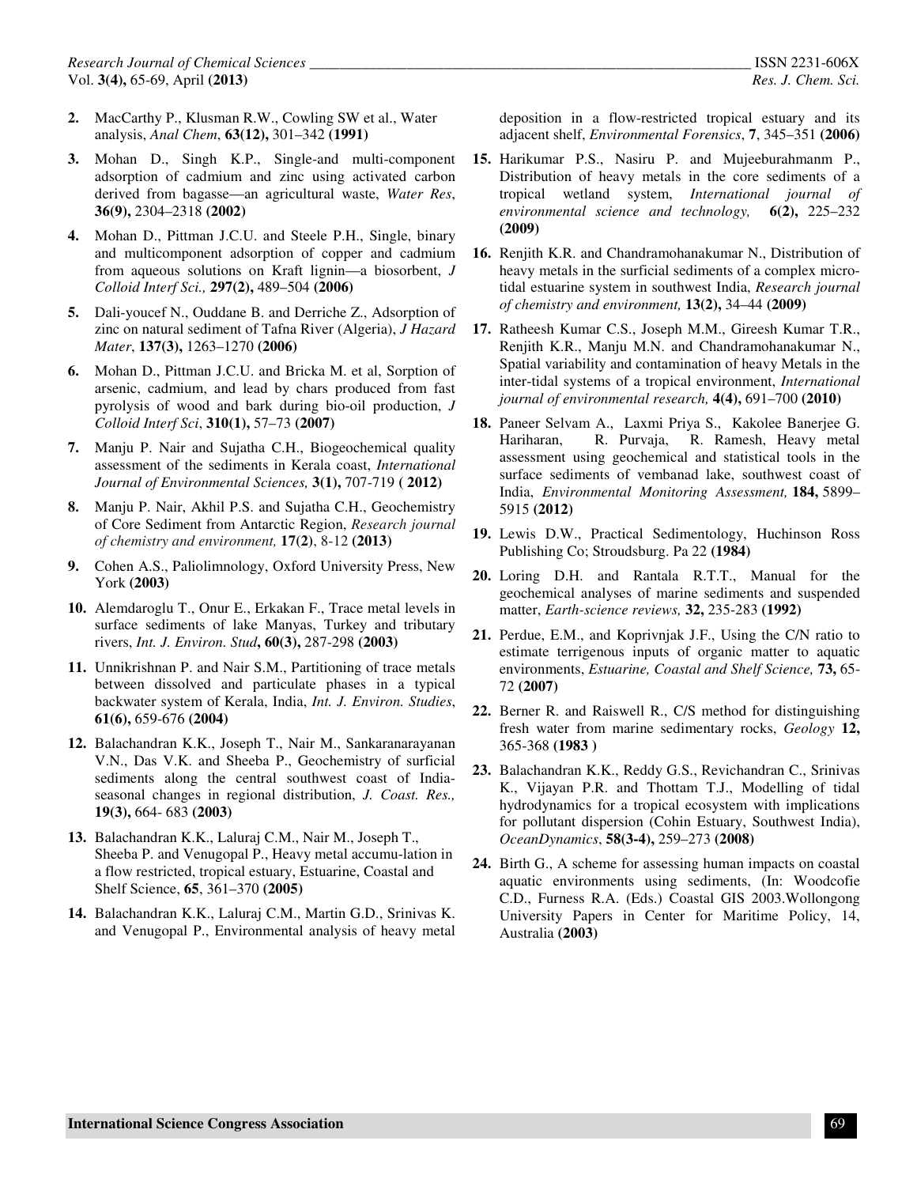2. MacCarthy P., Klusman R.W., Cowling SW et al., Water analysis, *Anal Chem*, **63(12),** 301–342 **(1991)**

3. Mohan D., Singh K.P., Single-and multi-component adsorption of cadmium and zinc using activated carbon derived from bagasse—an agricultural waste, *Water Res*, **36(9),** 2304–2318 **(2002)**

4. Mohan D., Pittman J.C.U. and Steele P.H., Single, binary and multicomponent adsorption of copper and cadmium from aqueous solutions on Kraft lignin—a biosorbent, *J Colloid Interf Sci.,* **297(2),** 489–504 **(2006)**

5. Dali-youcef N., Ouddane B. and Derriche Z., Adsorption of zinc on natural sediment of Tafna River (Algeria), *J Hazard Mater*, **137(3),** 1263–1270 **(2006)**

6. Mohan D., Pittman J.C.U. and Bricka M. et al, Sorption of arsenic, cadmium, and lead by chars produced from fast pyrolysis of wood and bark during bio-oil production, *J Colloid Interf Sci*, **310(1),** 57–73 **(2007)**

7. Manju P. Nair and Sujatha C.H., Biogeochemical quality assessment of the sediments in Kerala coast, *International Journal of Environmental Sciences,* **3(1),** 707-719 **( 2012)**

8. Manju P. Nair, Akhil P.S. and Sujatha C.H., Geochemistry of Core Sediment from Antarctic Region, *Research journal of chemistry and environment,* **17(2)**, 8-12 **(2013)**

9. Cohen A.S., Paliolimnology, Oxford University Press, New York **(2003)**

10. Alemdaroglu T., Onur E., Erkakan F., Trace metal levels in surface sediments of lake Manyas, Turkey and tributary rivers, *Int. J. Environ. Stud***, 60(3),** 287-298 **(2003)**

11. Unnikrishnan P. and Nair S.M., Partitioning of trace metals between dissolved and particulate phases in a typical backwater system of Kerala, India, *Int. J. Environ. Studies*, **61(6),** 659-676 **(2004)**

12. Balachandran K.K., Joseph T., Nair M., Sankaranarayanan V.N., Das V.K. and Sheeba P., Geochemistry of surficial sediments along the central southwest coast of India-seasonal changes in regional distribution, *J. Coast. Res.,* **19(3),** 664- 683 **(2003)**

13. Balachandran K.K., Laluraj C.M., Nair M., Joseph T., Sheeba P. and Venugopal P., Heavy metal accumu-lation in a flow restricted, tropical estuary, Estuarine, Coastal and Shelf Science, **65**, 361–370 **(2005)**

14. Balachandran K.K., Laluraj C.M., Martin G.D., Srinivas K. and Venugopal P., Environmental analysis of heavy metal deposition in a flow-restricted tropical estuary and its adjacent shelf, *Environmental Forensics*, **7**, 345–351 **(2006)**

15. Harikumar P.S., Nasiru P. and Mujeeburahmanm P., Distribution of heavy metals in the core sediments of a tropical wetland system, *International journal of environmental science and technology,* **6(2),** 225–232 **(2009)**

16. Renjith K.R. and Chandramohanakumar N., Distribution of heavy metals in the surficial sediments of a complex micro-tidal estuarine system in southwest India, *Research journal of chemistry and environment,* **13(2),** 34–44 **(2009)**

17. Ratheesh Kumar C.S., Joseph M.M., Gireesh Kumar T.R., Renjith K.R., Manju M.N. and Chandramohanakumar N., Spatial variability and contamination of heavy Metals in the inter-tidal systems of a tropical environment, *International journal of environmental research,* **4(4),** 691–700 **(2010)**

18. Paneer Selvam A., Laxmi Priya S., Kakolee Banerjee G. Hariharan, R. Purvaja, R. Ramesh, Heavy metal assessment using geochemical and statistical tools in the surface sediments of vembanad lake, southwest coast of India, *Environmental Monitoring Assessment,* **184,** 5899–5915 **(2012)**

19. Lewis D.W., Practical Sedimentology, Huchinson Ross Publishing Co; Stroudsburg. Pa 22 **(1984)**

20. Loring D.H. and Rantala R.T.T., Manual for the geochemical analyses of marine sediments and suspended matter, *Earth-science reviews,* **32,** 235-283 **(1992)**

21. Perdue, E.M., and Koprivnjak J.F., Using the C/N ratio to estimate terrigenous inputs of organic matter to aquatic environments, *Estuarine, Coastal and Shelf Science,* **73,** 65-72 **(2007)**

22. Berner R. and Raiswell R., C/S method for distinguishing fresh water from marine sedimentary rocks, *Geology* **12,** 365-368 **(1983 )**

23. Balachandran K.K., Reddy G.S., Revichandran C., Srinivas K., Vijayan P.R. and Thottam T.J., Modelling of tidal hydrodynamics for a tropical ecosystem with implications for pollutant dispersion (Cohin Estuary, Southwest India), *OceanDynamics*, **58(3-4),** 259–273 **(2008)**

24. Birth G., A scheme for assessing human impacts on coastal aquatic environments using sediments, (In: Woodcofie C.D., Furness R.A. (Eds.) Coastal GIS 2003.Wollongong University Papers in Center for Maritime Policy, 14, Australia **(2003)**